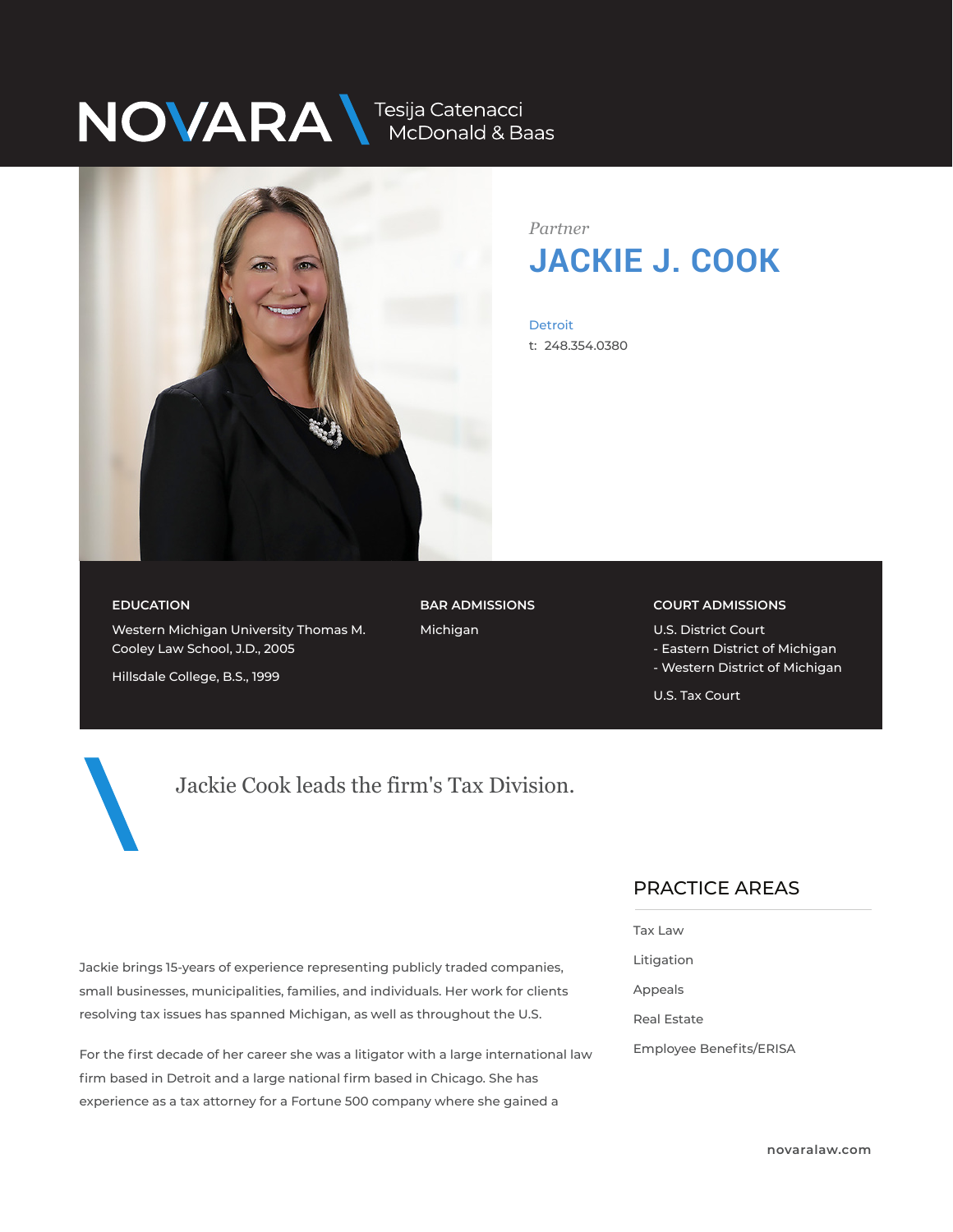NOVARA Tesija Catenacci McDonald & Baas

*Partner*

# JACKIE J. COOK

Detroit

t: 248.354.0380

**EDUCATION**

Western Michigan University Thomas M. Cooley Law School, J.D., 2005

Hillsdale College, B.S., 1999

**BAR ADMISSIONS**

Michigan

**COURT ADMISSIONS**

U.S. District Court
- Eastern District of Michigan
- Western District of Michigan

U.S. Tax Court

> Jackie Cook leads the firm's Tax Division.

## PRACTICE AREAS

- Tax Law
- Litigation
- Appeals
- Real Estate
- Employee Benefits/ERISA

Jackie brings 15-years of experience representing publicly traded companies, small businesses, municipalities, families, and individuals. Her work for clients resolving tax issues has spanned Michigan, as well as throughout the U.S.

For the first decade of her career she was a litigator with a large international law firm based in Detroit and a large national firm based in Chicago. She has experience as a tax attorney for a Fortune 500 company where she gained a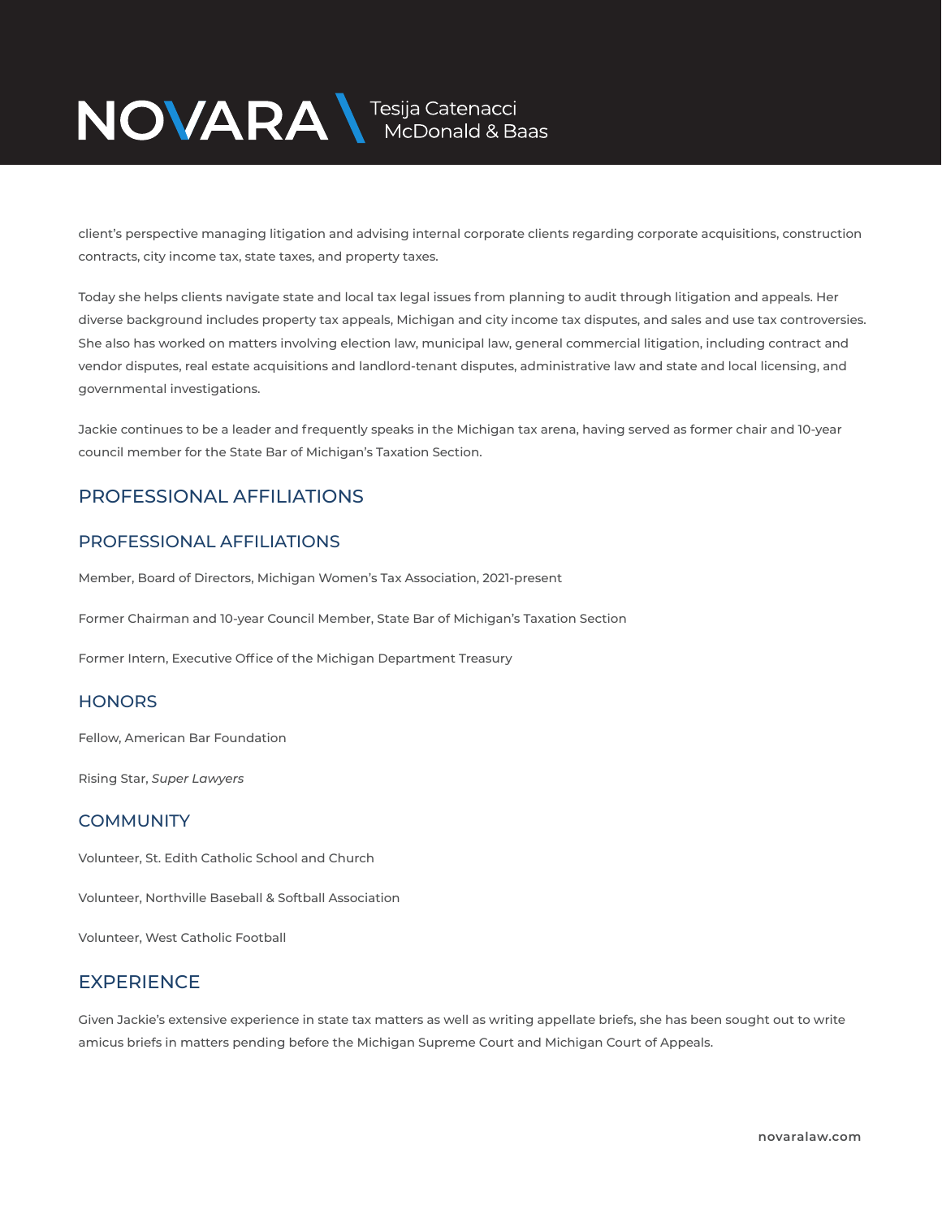client's perspective managing litigation and advising internal corporate clients regarding corporate acquisitions, construction contracts, city income tax, state taxes, and property taxes.

Today she helps clients navigate state and local tax legal issues from planning to audit through litigation and appeals. Her diverse background includes property tax appeals, Michigan and city income tax disputes, and sales and use tax controversies. She also has worked on matters involving election law, municipal law, general commercial litigation, including contract and vendor disputes, real estate acquisitions and landlord-tenant disputes, administrative law and state and local licensing, and governmental investigations.

Jackie continues to be a leader and frequently speaks in the Michigan tax arena, having served as former chair and 10-year council member for the State Bar of Michigan's Taxation Section.

## PROFESSIONAL AFFILIATIONS

### PROFESSIONAL AFFILIATIONS

Member, Board of Directors, Michigan Women's Tax Association, 2021-present

Former Chairman and 10-year Council Member, State Bar of Michigan's Taxation Section

Former Intern, Executive Office of the Michigan Department Treasury

### HONORS

Fellow, American Bar Foundation

Rising Star, *Super Lawyers*

### COMMUNITY

Volunteer, St. Edith Catholic School and Church

Volunteer, Northville Baseball & Softball Association

Volunteer, West Catholic Football

## EXPERIENCE

Given Jackie's extensive experience in state tax matters as well as writing appellate briefs, she has been sought out to write amicus briefs in matters pending before the Michigan Supreme Court and Michigan Court of Appeals.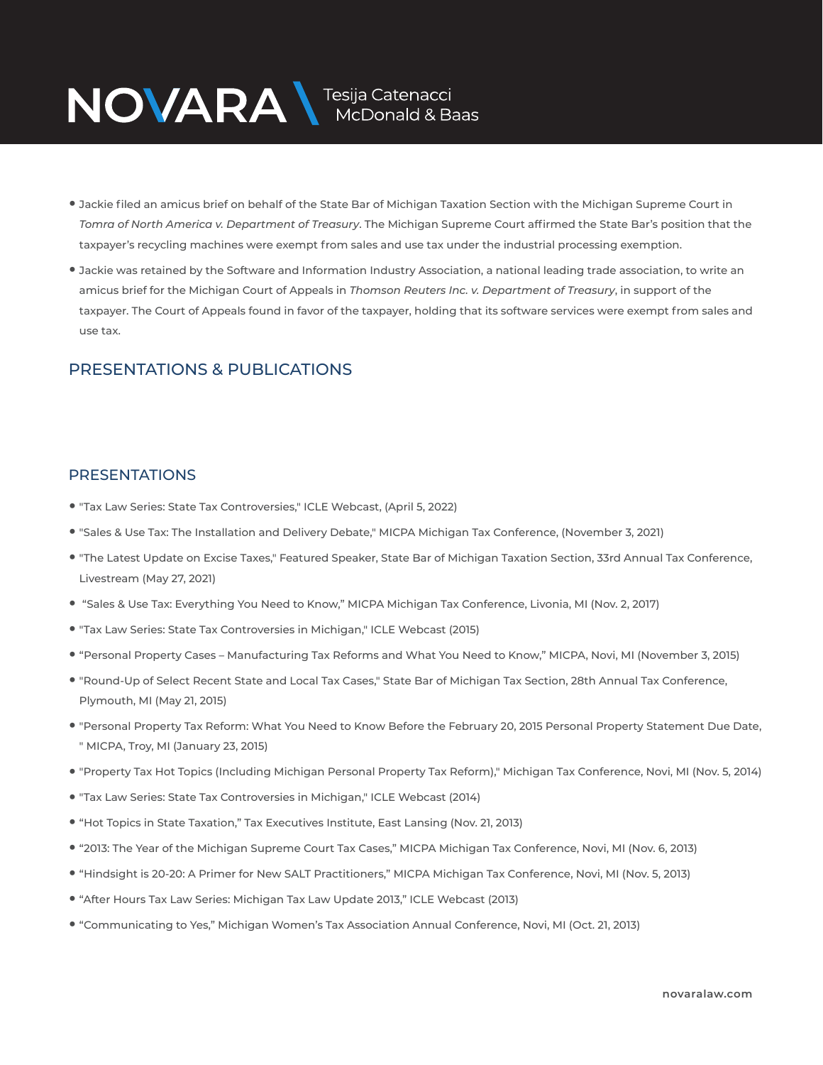- Jackie filed an amicus brief on behalf of the State Bar of Michigan Taxation Section with the Michigan Supreme Court in *Tomra of North America v. Department of Treasury*. The Michigan Supreme Court affirmed the State Bar's position that the taxpayer's recycling machines were exempt from sales and use tax under the industrial processing exemption.
- Jackie was retained by the Software and Information Industry Association, a national leading trade association, to write an amicus brief for the Michigan Court of Appeals in *Thomson Reuters Inc. v. Department of Treasury*, in support of the taxpayer. The Court of Appeals found in favor of the taxpayer, holding that its software services were exempt from sales and use tax.

## PRESENTATIONS & PUBLICATIONS

### PRESENTATIONS

- "Tax Law Series: State Tax Controversies," ICLE Webcast, (April 5, 2022)
- "Sales & Use Tax: The Installation and Delivery Debate," MICPA Michigan Tax Conference, (November 3, 2021)
- "The Latest Update on Excise Taxes," Featured Speaker, State Bar of Michigan Taxation Section, 33rd Annual Tax Conference, Livestream (May 27, 2021)
- "Sales & Use Tax: Everything You Need to Know," MICPA Michigan Tax Conference, Livonia, MI (Nov. 2, 2017)
- "Tax Law Series: State Tax Controversies in Michigan," ICLE Webcast (2015)
- "Personal Property Cases – Manufacturing Tax Reforms and What You Need to Know," MICPA, Novi, MI (November 3, 2015)
- "Round-Up of Select Recent State and Local Tax Cases," State Bar of Michigan Tax Section, 28th Annual Tax Conference, Plymouth, MI (May 21, 2015)
- "Personal Property Tax Reform: What You Need to Know Before the February 20, 2015 Personal Property Statement Due Date, " MICPA, Troy, MI (January 23, 2015)
- "Property Tax Hot Topics (Including Michigan Personal Property Tax Reform)," Michigan Tax Conference, Novi, MI (Nov. 5, 2014)
- "Tax Law Series: State Tax Controversies in Michigan," ICLE Webcast (2014)
- "Hot Topics in State Taxation," Tax Executives Institute, East Lansing (Nov. 21, 2013)
- "2013: The Year of the Michigan Supreme Court Tax Cases," MICPA Michigan Tax Conference, Novi, MI (Nov. 6, 2013)
- "Hindsight is 20-20: A Primer for New SALT Practitioners," MICPA Michigan Tax Conference, Novi, MI (Nov. 5, 2013)
- "After Hours Tax Law Series: Michigan Tax Law Update 2013," ICLE Webcast (2013)
- "Communicating to Yes," Michigan Women's Tax Association Annual Conference, Novi, MI (Oct. 21, 2013)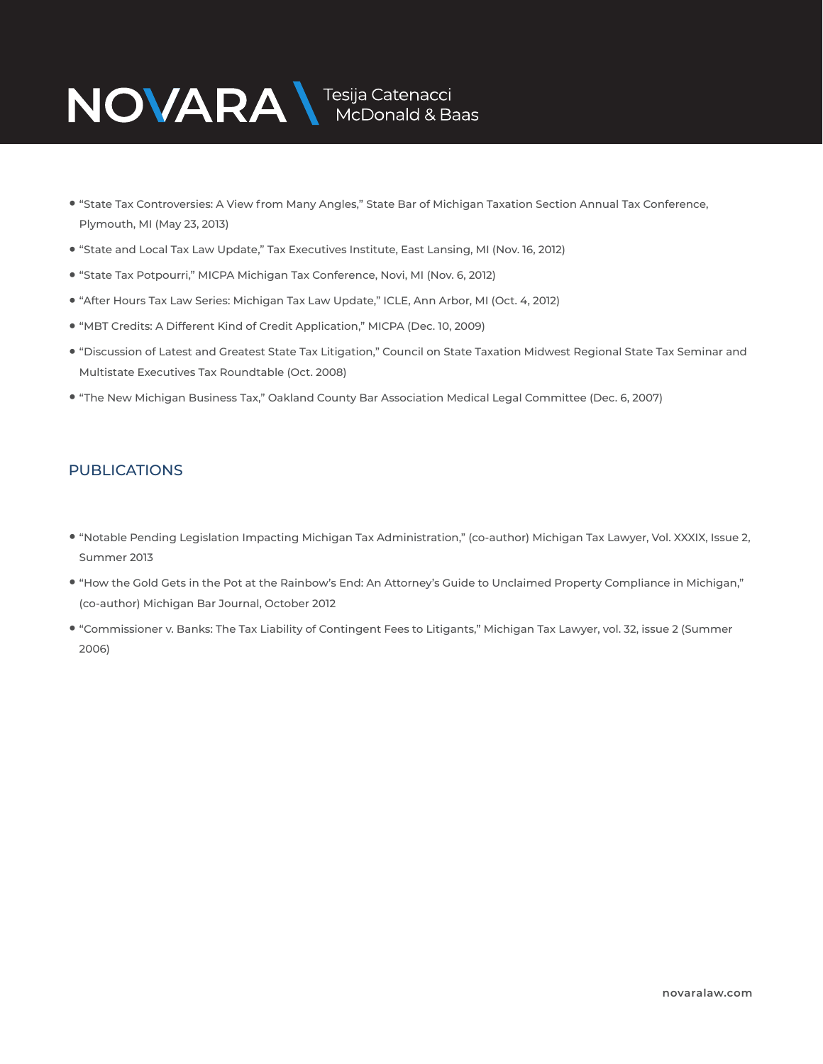- "State Tax Controversies: A View from Many Angles," State Bar of Michigan Taxation Section Annual Tax Conference, Plymouth, MI (May 23, 2013)
- "State and Local Tax Law Update," Tax Executives Institute, East Lansing, MI (Nov. 16, 2012)
- "State Tax Potpourri," MICPA Michigan Tax Conference, Novi, MI (Nov. 6, 2012)
- "After Hours Tax Law Series: Michigan Tax Law Update," ICLE, Ann Arbor, MI (Oct. 4, 2012)
- "MBT Credits: A Different Kind of Credit Application," MICPA (Dec. 10, 2009)
- "Discussion of Latest and Greatest State Tax Litigation," Council on State Taxation Midwest Regional State Tax Seminar and Multistate Executives Tax Roundtable (Oct. 2008)
- "The New Michigan Business Tax," Oakland County Bar Association Medical Legal Committee (Dec. 6, 2007)

## PUBLICATIONS

- "Notable Pending Legislation Impacting Michigan Tax Administration," (co-author) Michigan Tax Lawyer, Vol. XXXIX, Issue 2, Summer 2013
- "How the Gold Gets in the Pot at the Rainbow's End: An Attorney's Guide to Unclaimed Property Compliance in Michigan," (co-author) Michigan Bar Journal, October 2012
- "Commissioner v. Banks: The Tax Liability of Contingent Fees to Litigants," Michigan Tax Lawyer, vol. 32, issue 2 (Summer 2006)